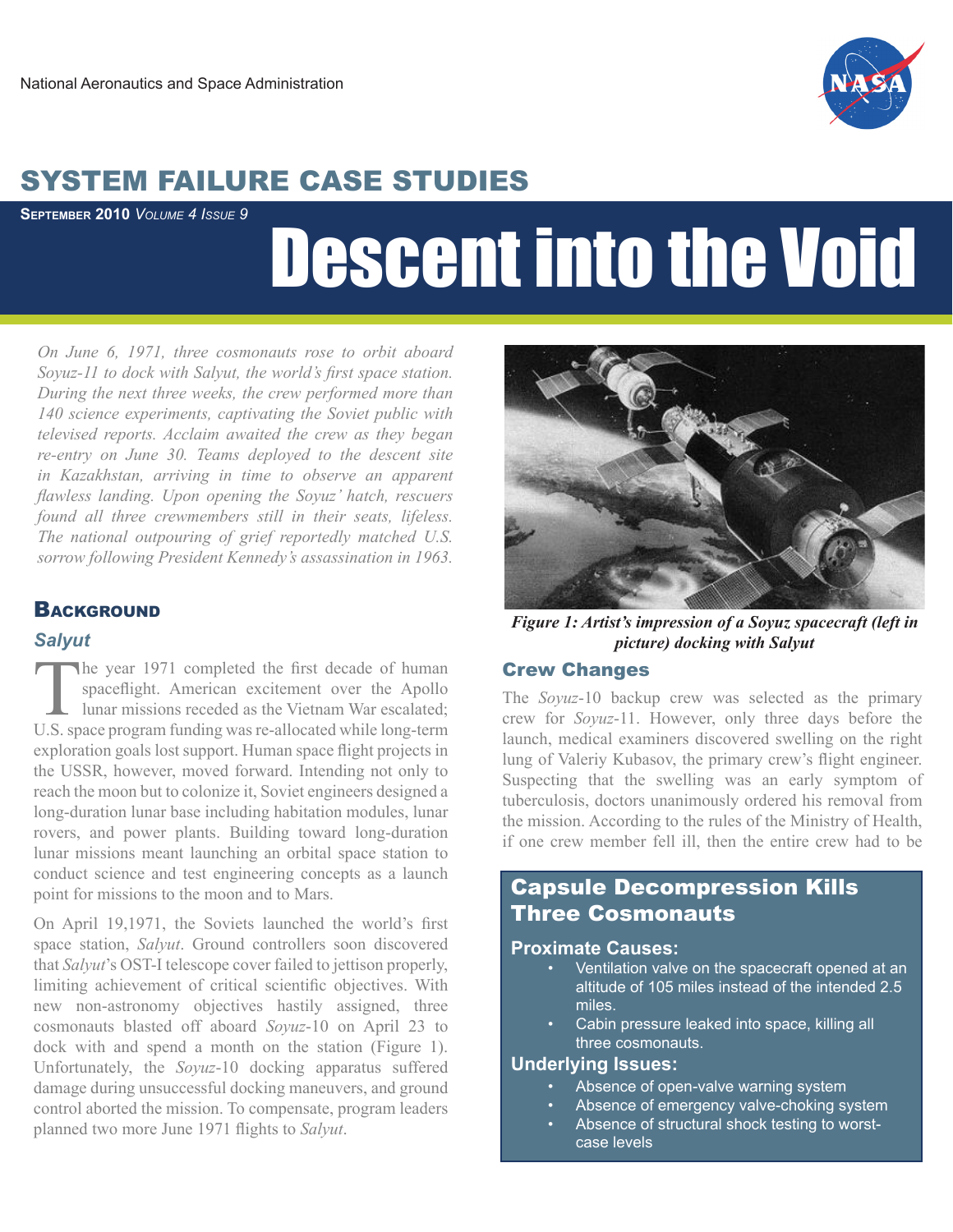National Aeronautics and Space Administration

# SYSTEM FAILURE CASE STUDIES

**SEPTEMBER 2010** *VOLUME 4 ISSUE 9*

# Descent into the Void

*On June 6, 1971, three cosmonauts rose to orbit aboard Soyuz-11 to dock with Salyut, the world's first space station. During the next three weeks, the crew performed more than 140 science experiments, captivating the Soviet public with televised reports. Acclaim awaited the crew as they began re-entry on June 30. Teams deployed to the descent site in Kazakhstan, arriving in time to observe an apparent flawless landing. Upon opening the Soyuz' hatch, rescuers found all three crewmembers still in their seats, lifeless. The national outpouring of grief reportedly matched U.S. sorrow following President Kennedy's assassination in 1963.*

## BACKGROUND

### *Salyut*

The year 1971 completed the first decade of human spaceflight. American excitement over the Apollo lunar missions receded as the Vietnam War escalated; U.S. space program funding was re-allocated while long-term exploration goals lost support. Human space flight projects in the USSR, however, moved forward. Intending not only to reach the moon but to colonize it, Soviet engineers designed a long-duration lunar base including habitation modules, lunar rovers, and power plants. Building toward long-duration lunar missions meant launching an orbital space station to conduct science and test engineering concepts as a launch point for missions to the moon and to Mars.

On April 19,1971, the Soviets launched the world's first space station, *Salyut*. Ground controllers soon discovered that *Salyut*'s OST-I telescope cover failed to jettison properly, limiting achievement of critical scientific objectives. With new non-astronomy objectives hastily assigned, three cosmonauts blasted off aboard *Soyuz*-10 on April 23 to dock with and spend a month on the station (Figure 1). Unfortunately, the *Soyuz*-10 docking apparatus suffered damage during unsuccessful docking maneuvers, and ground control aborted the mission. To compensate, program leaders planned two more June 1971 flights to *Salyut*.

***Figure 1: Artist's impression of a Soyuz spacecraft (left in picture) docking with Salyut***

### Crew Changes

The *Soyuz*-10 backup crew was selected as the primary crew for *Soyuz*-11. However, only three days before the launch, medical examiners discovered swelling on the right lung of Valeriy Kubasov, the primary crew's flight engineer. Suspecting that the swelling was an early symptom of tuberculosis, doctors unanimously ordered his removal from the mission. According to the rules of the Ministry of Health, if one crew member fell ill, then the entire crew had to be

> **Capsule Decompression Kills Three Cosmonauts**
>
> **Proximate Causes:**
> - Ventilation valve on the spacecraft opened at an altitude of 105 miles instead of the intended 2.5 miles.
> - Cabin pressure leaked into space, killing all three cosmonauts.
>
> **Underlying Issues:**
> - Absence of open-valve warning system
> - Absence of emergency valve-choking system
> - Absence of structural shock testing to worst-case levels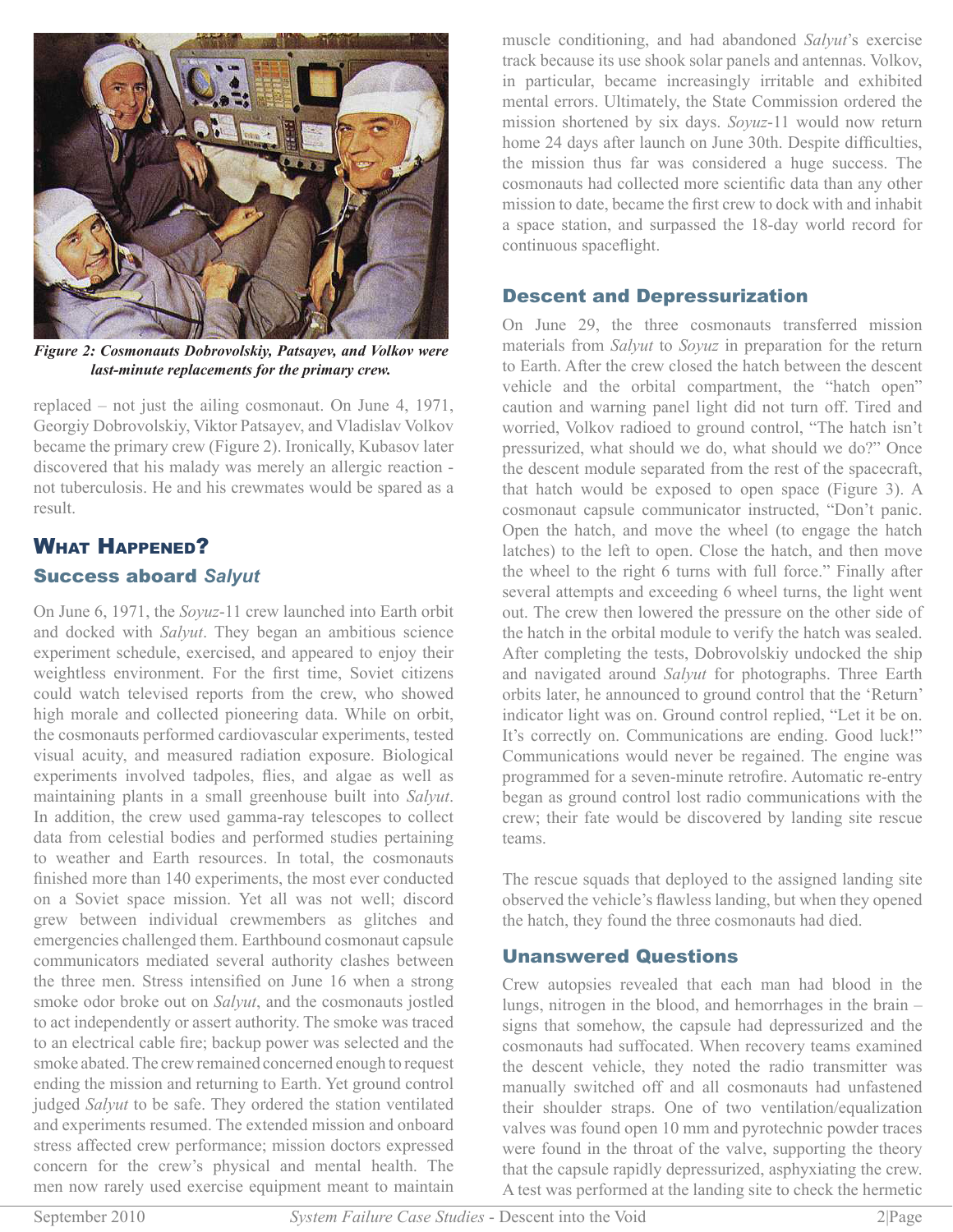*Figure 2: Cosmonauts Dobrovolskiy, Patsayev, and Volkov were last-minute replacements for the primary crew.*

replaced – not just the ailing cosmonaut. On June 4, 1971, Georgiy Dobrovolskiy, Viktor Patsayev, and Vladislav Volkov became the primary crew (Figure 2). Ironically, Kubasov later discovered that his malady was merely an allergic reaction - not tuberculosis. He and his crewmates would be spared as a result.

## What Happened?

### Success aboard *Salyut*

On June 6, 1971, the *Soyuz*-11 crew launched into Earth orbit and docked with *Salyut*. They began an ambitious science experiment schedule, exercised, and appeared to enjoy their weightless environment. For the first time, Soviet citizens could watch televised reports from the crew, who showed high morale and collected pioneering data. While on orbit, the cosmonauts performed cardiovascular experiments, tested visual acuity, and measured radiation exposure. Biological experiments involved tadpoles, flies, and algae as well as maintaining plants in a small greenhouse built into *Salyut*. In addition, the crew used gamma-ray telescopes to collect data from celestial bodies and performed studies pertaining to weather and Earth resources. In total, the cosmonauts finished more than 140 experiments, the most ever conducted on a Soviet space mission. Yet all was not well; discord grew between individual crewmembers as glitches and emergencies challenged them. Earthbound cosmonaut capsule communicators mediated several authority clashes between the three men. Stress intensified on June 16 when a strong smoke odor broke out on *Salyut*, and the cosmonauts jostled to act independently or assert authority. The smoke was traced to an electrical cable fire; backup power was selected and the smoke abated. The crew remained concerned enough to request ending the mission and returning to Earth. Yet ground control judged *Salyut* to be safe. They ordered the station ventilated and experiments resumed. The extended mission and onboard stress affected crew performance; mission doctors expressed concern for the crew's physical and mental health. The men now rarely used exercise equipment meant to maintain muscle conditioning, and had abandoned *Salyut*'s exercise track because its use shook solar panels and antennas. Volkov, in particular, became increasingly irritable and exhibited mental errors. Ultimately, the State Commission ordered the mission shortened by six days. *Soyuz*-11 would now return home 24 days after launch on June 30th. Despite difficulties, the mission thus far was considered a huge success. The cosmonauts had collected more scientific data than any other mission to date, became the first crew to dock with and inhabit a space station, and surpassed the 18-day world record for continuous spaceflight.

### Descent and Depressurization

On June 29, the three cosmonauts transferred mission materials from *Salyut* to *Soyuz* in preparation for the return to Earth. After the crew closed the hatch between the descent vehicle and the orbital compartment, the "hatch open" caution and warning panel light did not turn off. Tired and worried, Volkov radioed to ground control, "The hatch isn't pressurized, what should we do, what should we do?" Once the descent module separated from the rest of the spacecraft, that hatch would be exposed to open space (Figure 3). A cosmonaut capsule communicator instructed, "Don't panic. Open the hatch, and move the wheel (to engage the hatch latches) to the left to open. Close the hatch, and then move the wheel to the right 6 turns with full force." Finally after several attempts and exceeding 6 wheel turns, the light went out. The crew then lowered the pressure on the other side of the hatch in the orbital module to verify the hatch was sealed. After completing the tests, Dobrovolskiy undocked the ship and navigated around *Salyut* for photographs. Three Earth orbits later, he announced to ground control that the 'Return' indicator light was on. Ground control replied, "Let it be on. It's correctly on. Communications are ending. Good luck!" Communications would never be regained. The engine was programmed for a seven-minute retrofire. Automatic re-entry began as ground control lost radio communications with the crew; their fate would be discovered by landing site rescue teams.

The rescue squads that deployed to the assigned landing site observed the vehicle's flawless landing, but when they opened the hatch, they found the three cosmonauts had died.

### Unanswered Questions

Crew autopsies revealed that each man had blood in the lungs, nitrogen in the blood, and hemorrhages in the brain – signs that somehow, the capsule had depressurized and the cosmonauts had suffocated. When recovery teams examined the descent vehicle, they noted the radio transmitter was manually switched off and all cosmonauts had unfastened their shoulder straps. One of two ventilation/equalization valves was found open 10 mm and pyrotechnic powder traces were found in the throat of the valve, supporting the theory that the capsule rapidly depressurized, asphyxiating the crew. A test was performed at the landing site to check the hermetic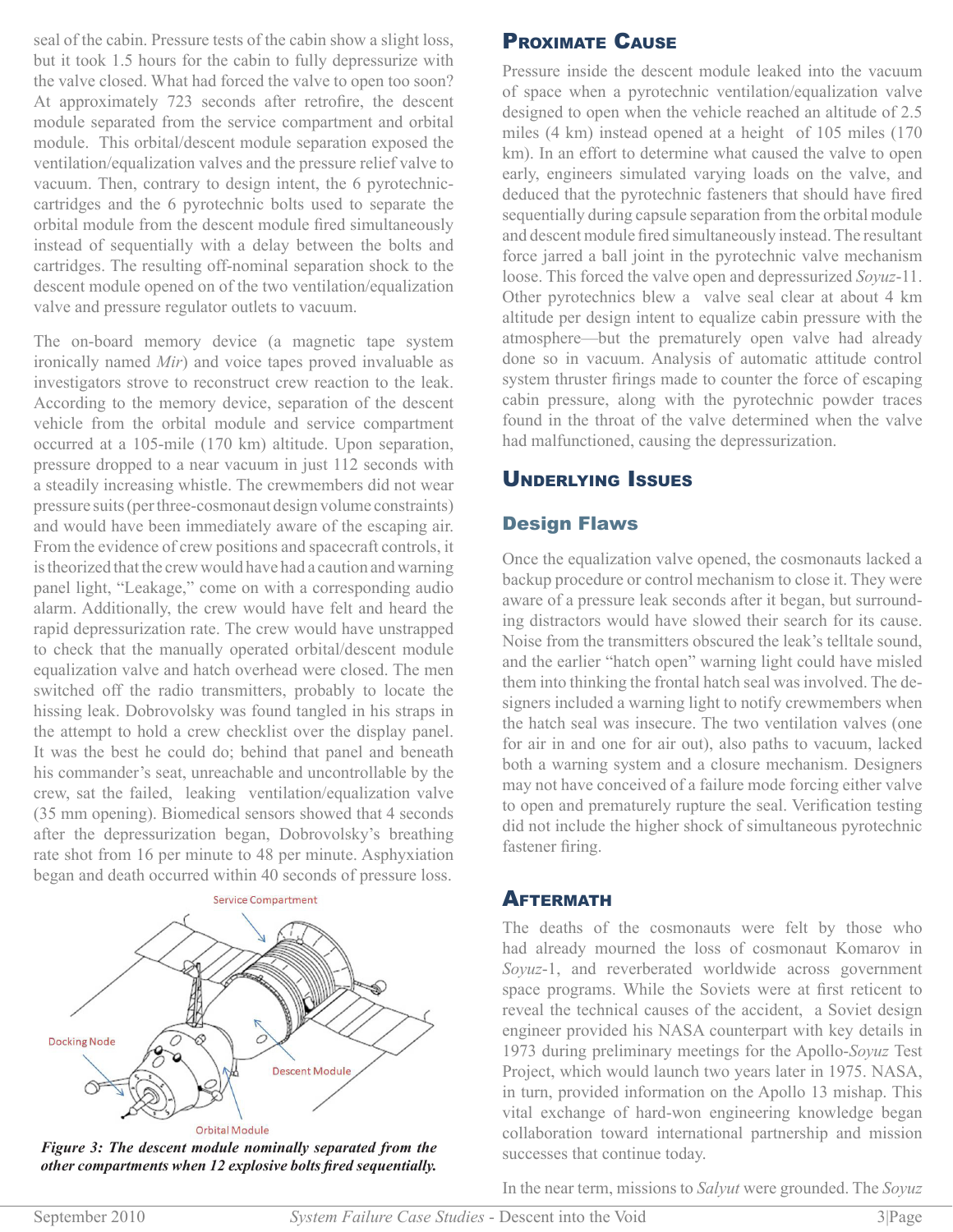seal of the cabin. Pressure tests of the cabin show a slight loss, but it took 1.5 hours for the cabin to fully depressurize with the valve closed. What had forced the valve to open too soon? At approximately 723 seconds after retrofire, the descent module separated from the service compartment and orbital module. This orbital/descent module separation exposed the ventilation/equalization valves and the pressure relief valve to vacuum. Then, contrary to design intent, the 6 pyrotechnic-cartridges and the 6 pyrotechnic bolts used to separate the orbital module from the descent module fired simultaneously instead of sequentially with a delay between the bolts and cartridges. The resulting off-nominal separation shock to the descent module opened on of the two ventilation/equalization valve and pressure regulator outlets to vacuum.

The on-board memory device (a magnetic tape system ironically named *Mir*) and voice tapes proved invaluable as investigators strove to reconstruct crew reaction to the leak. According to the memory device, separation of the descent vehicle from the orbital module and service compartment occurred at a 105-mile (170 km) altitude. Upon separation, pressure dropped to a near vacuum in just 112 seconds with a steadily increasing whistle. The crewmembers did not wear pressure suits (per three-cosmonaut design volume constraints) and would have been immediately aware of the escaping air. From the evidence of crew positions and spacecraft controls, it is theorized that the crew would have had a caution and warning panel light, "Leakage," come on with a corresponding audio alarm. Additionally, the crew would have felt and heard the rapid depressurization rate. The crew would have unstrapped to check that the manually operated orbital/descent module equalization valve and hatch overhead were closed. The men switched off the radio transmitters, probably to locate the hissing leak. Dobrovolsky was found tangled in his straps in the attempt to hold a crew checklist over the display panel. It was the best he could do; behind that panel and beneath his commander's seat, unreachable and uncontrollable by the crew, sat the failed, leaking ventilation/equalization valve (35 mm opening). Biomedical sensors showed that 4 seconds after the depressurization began, Dobrovolsky's breathing rate shot from 16 per minute to 48 per minute. Asphyxiation began and death occurred within 40 seconds of pressure loss.

***Figure 3: The descent module nominally separated from the other compartments when 12 explosive bolts fired sequentially.***

## Proximate Cause

Pressure inside the descent module leaked into the vacuum of space when a pyrotechnic ventilation/equalization valve designed to open when the vehicle reached an altitude of 2.5 miles (4 km) instead opened at a height of 105 miles (170 km). In an effort to determine what caused the valve to open early, engineers simulated varying loads on the valve, and deduced that the pyrotechnic fasteners that should have fired sequentially during capsule separation from the orbital module and descent module fired simultaneously instead. The resultant force jarred a ball joint in the pyrotechnic valve mechanism loose. This forced the valve open and depressurized *Soyuz*-11. Other pyrotechnics blew a valve seal clear at about 4 km altitude per design intent to equalize cabin pressure with the atmosphere—but the prematurely open valve had already done so in vacuum. Analysis of automatic attitude control system thruster firings made to counter the force of escaping cabin pressure, along with the pyrotechnic powder traces found in the throat of the valve determined when the valve had malfunctioned, causing the depressurization.

## Underlying Issues

### Design Flaws

Once the equalization valve opened, the cosmonauts lacked a backup procedure or control mechanism to close it. They were aware of a pressure leak seconds after it began, but surrounding distractors would have slowed their search for its cause. Noise from the transmitters obscured the leak's telltale sound, and the earlier "hatch open" warning light could have misled them into thinking the frontal hatch seal was involved. The designers included a warning light to notify crewmembers when the hatch seal was insecure. The two ventilation valves (one for air in and one for air out), also paths to vacuum, lacked both a warning system and a closure mechanism. Designers may not have conceived of a failure mode forcing either valve to open and prematurely rupture the seal. Verification testing did not include the higher shock of simultaneous pyrotechnic fastener firing.

## Aftermath

The deaths of the cosmonauts were felt by those who had already mourned the loss of cosmonaut Komarov in *Soyuz*-1, and reverberated worldwide across government space programs. While the Soviets were at first reticent to reveal the technical causes of the accident, a Soviet design engineer provided his NASA counterpart with key details in 1973 during preliminary meetings for the Apollo-*Soyuz* Test Project, which would launch two years later in 1975. NASA, in turn, provided information on the Apollo 13 mishap. This vital exchange of hard-won engineering knowledge began collaboration toward international partnership and mission successes that continue today.

In the near term, missions to *Salyut* were grounded. The *Soyuz*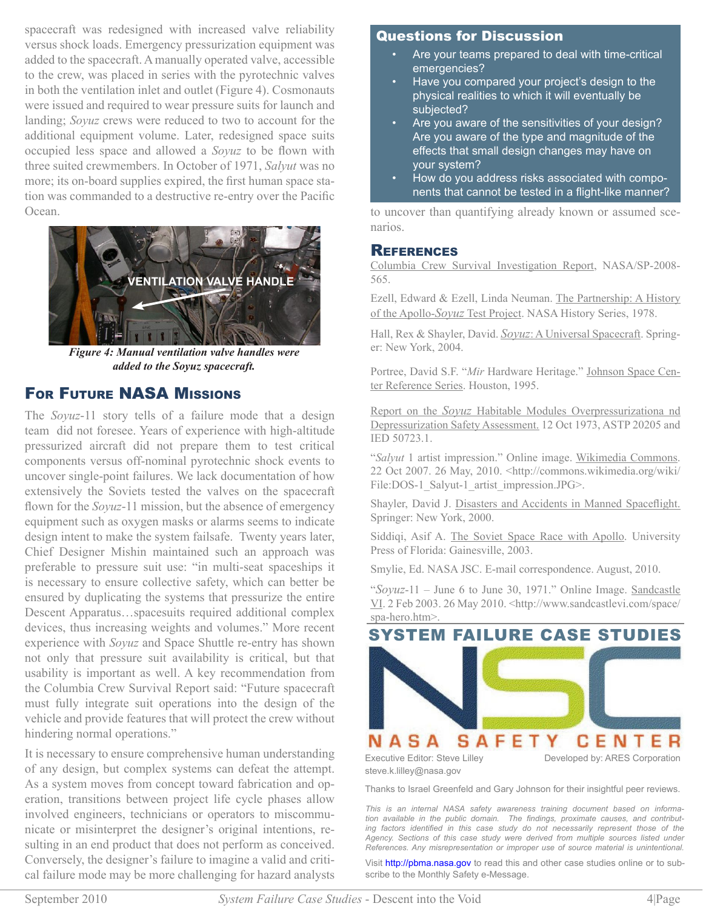spacecraft was redesigned with increased valve reliability versus shock loads. Emergency pressurization equipment was added to the spacecraft. A manually operated valve, accessible to the crew, was placed in series with the pyrotechnic valves in both the ventilation inlet and outlet (Figure 4). Cosmonauts were issued and required to wear pressure suits for launch and landing; *Soyuz* crews were reduced to two to account for the additional equipment volume. Later, redesigned space suits occupied less space and allowed a *Soyuz* to be flown with three suited crewmembers. In October of 1971, *Salyut* was no more; its on-board supplies expired, the first human space station was commanded to a destructive re-entry over the Pacific Ocean.

VENTILATION VALVE HANDLE

***Figure 4: Manual ventilation valve handles were added to the Soyuz spacecraft.***

## For Future NASA Missions

The *Soyuz*-11 story tells of a failure mode that a design team did not foresee. Years of experience with high-altitude pressurized aircraft did not prepare them to test critical components versus off-nominal pyrotechnic shock events to uncover single-point failures. We lack documentation of how extensively the Soviets tested the valves on the spacecraft flown for the *Soyuz*-11 mission, but the absence of emergency equipment such as oxygen masks or alarms seems to indicate design intent to make the system failsafe. Twenty years later, Chief Designer Mishin maintained such an approach was preferable to pressure suit use: "in multi-seat spaceships it is necessary to ensure collective safety, which can better be ensured by duplicating the systems that pressurize the entire Descent Apparatus…spacesuits required additional complex devices, thus increasing weights and volumes." More recent experience with *Soyuz* and Space Shuttle re-entry has shown not only that pressure suit availability is critical, but that usability is important as well. A key recommendation from the Columbia Crew Survival Report said: "Future spacecraft must fully integrate suit operations into the design of the vehicle and provide features that will protect the crew without hindering normal operations."

It is necessary to ensure comprehensive human understanding of any design, but complex systems can defeat the attempt. As a system moves from concept toward fabrication and operation, transitions between project life cycle phases allow involved engineers, technicians or operators to miscommunicate or misinterpret the designer's original intentions, resulting in an end product that does not perform as conceived. Conversely, the designer's failure to imagine a valid and critical failure mode may be more challenging for hazard analysts to uncover than quantifying already known or assumed scenarios.

### Questions for Discussion

- Are your teams prepared to deal with time-critical emergencies?
- Have you compared your project's design to the physical realities to which it will eventually be subjected?
- Are you aware of the sensitivities of your design? Are you aware of the type and magnitude of the effects that small design changes may have on your system?
- How do you address risks associated with components that cannot be tested in a flight-like manner?

## References

Columbia Crew Survival Investigation Report, NASA/SP-2008-565.

Ezell, Edward & Ezell, Linda Neuman. The Partnership: A History of the Apollo-*Soyuz* Test Project. NASA History Series, 1978.

Hall, Rex & Shayler, David. *Soyuz*: A Universal Spacecraft. Springer: New York, 2004.

Portree, David S.F. "*Mir* Hardware Heritage." Johnson Space Center Reference Series. Houston, 1995.

Report on the *Soyuz* Habitable Modules Overpressurizationa nd Depressurization Safety Assessment. 12 Oct 1973, ASTP 20205 and IED 50723.1.

"*Salyut* 1 artist impression." Online image. Wikimedia Commons. 22 Oct 2007. 26 May, 2010. <http://commons.wikimedia.org/wiki/File:DOS-1_Salyut-1_artist_impression.JPG>.

Shayler, David J. Disasters and Accidents in Manned Spaceflight. Springer: New York, 2000.

Siddiqi, Asif A. The Soviet Space Race with Apollo. University Press of Florida: Gainesville, 2003.

Smylie, Ed. NASA JSC. E-mail correspondence. August, 2010.

"*Soyuz*-11 – June 6 to June 30, 1971." Online Image. Sandcastle VI. 2 Feb 2003. 26 May 2010. <http://www.sandcastlevi.com/space/spa-hero.htm>.

SYSTEM FAILURE CASE STUDIES

NSC

NASA SAFETY CENTER

Executive Editor: Steve Lilley
steve.k.lilley@nasa.gov

Developed by: ARES Corporation

Thanks to Israel Greenfeld and Gary Johnson for their insightful peer reviews.

*This is an internal NASA safety awareness training document based on information available in the public domain. The findings, proximate causes, and contributing factors identified in this case study do not necessarily represent those of the Agency. Sections of this case study were derived from multiple sources listed under References. Any misrepresentation or improper use of source material is unintentional.*

Visit http://pbma.nasa.gov to read this and other case studies online or to subscribe to the Monthly Safety e-Message.